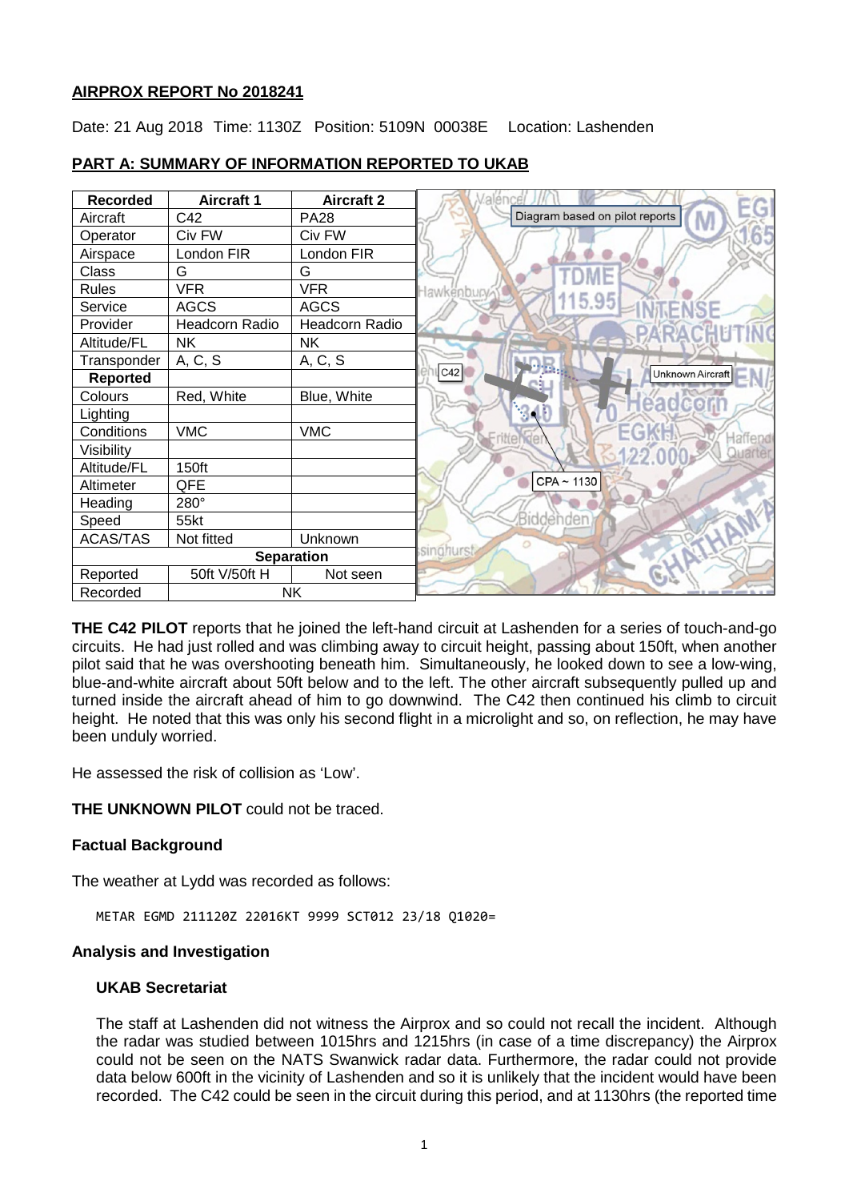## AIRPROX REPORT No 2018241

Date: 21 Aug 2018 Time: 1130Z Position: 5109N 00038E Location: Lashenden

## PART A: SUMMARY OF INFORMATION REPORTED TO UKAB

| Recorded | Aircraft 1 | Aircraft 2 |
|---|---|---|
| Aircraft | C42 | PA28 |
| Operator | Civ FW | Civ FW |
| Airspace | London FIR | London FIR |
| Class | G | G |
| Rules | VFR | VFR |
| Service | AGCS | AGCS |
| Provider | Headcorn Radio | Headcorn Radio |
| Altitude/FL | NK | NK |
| Transponder | A, C, S | A, C, S |
| **Reported** | | |
| Colours | Red, White | Blue, White |
| Lighting | | |
| Conditions | VMC | VMC |
| Visibility | | |
| Altitude/FL | 150ft | |
| Altimeter | QFE | |
| Heading | 280° | |
| Speed | 55kt | |
| ACAS/TAS | Not fitted | Unknown |
| **Separation** | | |
| Reported | 50ft V/50ft H | Not seen |
| Recorded | NK | |

Diagram based on pilot reports

**THE C42 PILOT** reports that he joined the left-hand circuit at Lashenden for a series of touch-and-go circuits. He had just rolled and was climbing away to circuit height, passing about 150ft, when another pilot said that he was overshooting beneath him. Simultaneously, he looked down to see a low-wing, blue-and-white aircraft about 50ft below and to the left. The other aircraft subsequently pulled up and turned inside the aircraft ahead of him to go downwind. The C42 then continued his climb to circuit height. He noted that this was only his second flight in a microlight and so, on reflection, he may have been unduly worried.

He assessed the risk of collision as 'Low'.

**THE UNKNOWN PILOT** could not be traced.

### Factual Background

The weather at Lydd was recorded as follows:

```
METAR EGMD 211120Z 22016KT 9999 SCT012 23/18 Q1020=
```

### Analysis and Investigation

#### UKAB Secretariat

The staff at Lashenden did not witness the Airprox and so could not recall the incident. Although the radar was studied between 1015hrs and 1215hrs (in case of a time discrepancy) the Airprox could not be seen on the NATS Swanwick radar data. Furthermore, the radar could not provide data below 600ft in the vicinity of Lashenden and so it is unlikely that the incident would have been recorded. The C42 could be seen in the circuit during this period, and at 1130hrs (the reported time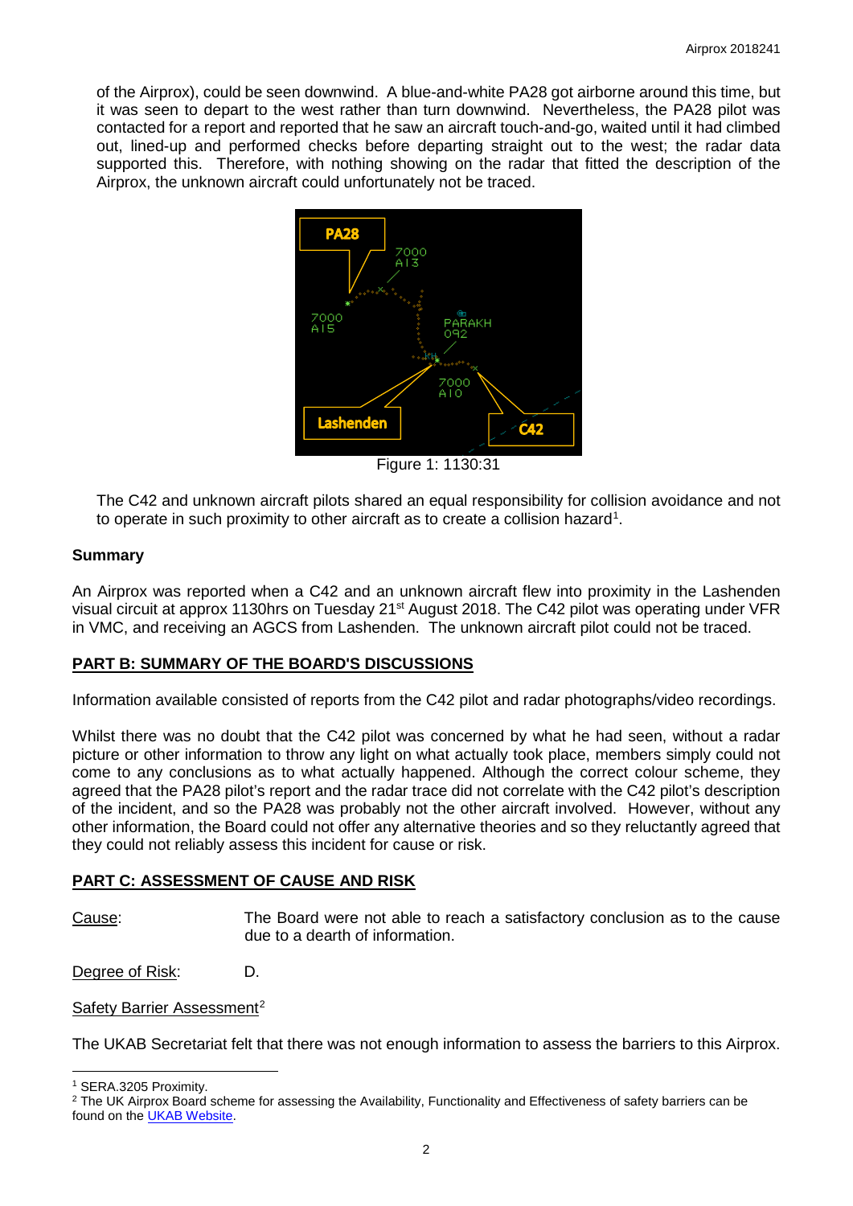of the Airprox), could be seen downwind. A blue-and-white PA28 got airborne around this time, but it was seen to depart to the west rather than turn downwind. Nevertheless, the PA28 pilot was contacted for a report and reported that he saw an aircraft touch-and-go, waited until it had climbed out, lined-up and performed checks before departing straight out to the west; the radar data supported this. Therefore, with nothing showing on the radar that fitted the description of the Airprox, the unknown aircraft could unfortunately not be traced.

PA28
7000
A13
7000
A15
PARAKH
092
7000
A10
Lashenden
C42

Figure 1: 1130:31

The C42 and unknown aircraft pilots shared an equal responsibility for collision avoidance and not to operate in such proximity to other aircraft as to create a collision hazard[1].

## Summary

An Airprox was reported when a C42 and an unknown aircraft flew into proximity in the Lashenden visual circuit at approx 1130hrs on Tuesday 21st August 2018. The C42 pilot was operating under VFR in VMC, and receiving an AGCS from Lashenden. The unknown aircraft pilot could not be traced.

## PART B: SUMMARY OF THE BOARD'S DISCUSSIONS

Information available consisted of reports from the C42 pilot and radar photographs/video recordings.

Whilst there was no doubt that the C42 pilot was concerned by what he had seen, without a radar picture or other information to throw any light on what actually took place, members simply could not come to any conclusions as to what actually happened. Although the correct colour scheme, they agreed that the PA28 pilot's report and the radar trace did not correlate with the C42 pilot's description of the incident, and so the PA28 was probably not the other aircraft involved. However, without any other information, the Board could not offer any alternative theories and so they reluctantly agreed that they could not reliably assess this incident for cause or risk.

## PART C: ASSESSMENT OF CAUSE AND RISK

Cause: The Board were not able to reach a satisfactory conclusion as to the cause due to a dearth of information.

Degree of Risk: D.

Safety Barrier Assessment[2]

The UKAB Secretariat felt that there was not enough information to assess the barriers to this Airprox.

---

[1] SERA.3205 Proximity.

[2] The UK Airprox Board scheme for assessing the Availability, Functionality and Effectiveness of safety barriers can be found on the UKAB Website.